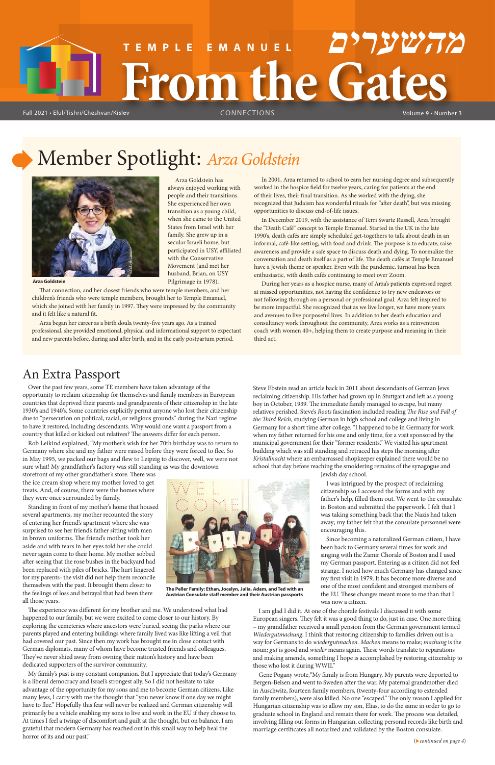# TEMPLE EMANUEL From the Gates מהשערים

Fall 2021 • Elul/Tishri/Cheshvan/Kislev — CONNECTIONS — Volume 9 • Number 3

## Member Spotlight: *Arza Goldstein*

**Arza Goldstein**

Arza Goldstein has always enjoyed working with people and their transitions. She experienced her own transition as a young child, when she came to the United States from Israel with her family. She grew up in a secular Israeli home, but participated in USY, affiliated with the Conservative Movement (and met her husband, Brian, on USY Pilgrimage in 1978).

That connection, and her closest friends who were temple members, and her children's friends who were temple members, brought her to Temple Emanuel, which she joined with her family in 1997. They were impressed by the community and it felt like a natural fit.

Arza began her career as a birth doula twenty-five years ago. As a trained professional, she provided emotional, physical and informational support to expectant and new parents before, during and after birth, and in the early postpartum period.

In 2001, Arza returned to school to earn her nursing degree and subsequently worked in the hospice field for twelve years, caring for patients at the end of their lives, their final transition. As she worked with the dying, she recognized that Judaism has wonderful rituals for "after death", but was missing opportunities to discuss end-of-life issues.

In December 2019, with the assistance of Terri Swartz Russell, Arza brought the "Death Café" concept to Temple Emanuel. Started in the UK in the late 1990's, death cafés are simply scheduled get-togethers to talk about death in an informal, café-like setting, with food and drink. The purpose is to educate, raise awareness and provide a safe space to discuss death and dying. To normalize the conversation and death itself as a part of life. The death cafés at Temple Emanuel have a Jewish theme or speaker. Even with the pandemic, turnout has been enthusiastic, with death cafés continuing to meet over Zoom.

During her years as a hospice nurse, many of Arza's patients expressed regret at missed opportunities, not having the confidence to try new endeavors or not following through on a personal or professional goal. Arza felt inspired to be more impactful. She recognized that as we live longer, we have more years and avenues to live purposeful lives. In addition to her death education and consultancy work throughout the community, Arza works as a reinvention coach with women 40+, helping them to create purpose and meaning in their third act.

## An Extra Passport

Over the past few years, some TE members have taken advantage of the opportunity to reclaim citizenship for themselves and family members in European countries that deprived their parents and grandparents of their citizenship in the late 1930's and 1940's. Some countries explicitly permit anyone who lost their citizenship due to "persecution on political, racial, or religious grounds" during the Nazi regime to have it restored, including descendants. Why would one want a passport from a country that killed or kicked out relatives? The answers differ for each person.

Rob Leikind explained, "My mother's wish for her 70th birthday was to return to Germany where she and my father were raised before they were forced to flee. So in May 1995, we packed our bags and flew to Leipzig to discover, well, we were not sure what! My grandfather's factory was still standing as was the downtown storefront of my other grandfather's store. There was the ice cream shop where my mother loved to get treats. And, of course, there were the homes where they were once surrounded by family.

Standing in front of my mother's home that housed several apartments, my mother recounted the story of entering her friend's apartment where she was surprised to see her friend's father sitting with men in brown uniforms. The friend's mother took her aside and with tears in her eyes told her she could never again come to their home. My mother sobbed after seeing that the rose bushes in the backyard had been replaced with piles of bricks. The hurt lingered for my parents- the visit did not help them reconcile themselves with the past. It brought them closer to the feelings of loss and betrayal that had been there all those years.

The experience was different for my brother and me. We understood what had happened to our family, but we were excited to come closer to our history. By exploring the cemeteries where ancestors were buried, seeing the parks where our parents played and entering buildings where family lived was like lifting a veil that had covered our past. Since then my work has brought me in close contact with German diplomats, many of whom have become trusted friends and colleagues. They've never shied away from owning their nation's history and have been dedicated supporters of the survivor community.

My family's past is my constant companion. But I appreciate that today's Germany is a liberal democracy and Israel's strongest ally. So I did not hesitate to take advantage of the opportunity for my sons and me to become German citizens. Like many Jews, I carry with me the thought that "you never know if one day we might have to flee." Hopefully this fear will never be realized and German citizenship will primarily be a vehicle enabling my sons to live and work in the EU if they choose to. At times I feel a twinge of discomfort and guilt at the thought, but on balance, I am grateful that modern Germany has reached out in this small way to help heal the horror of its and our past."

**The Peller Family: Ethan, Jocelyn, Julia, Adam, and Ted with an Austrian Consulate staff member and their Austrian passports**

Steve Ebstein read an article back in 2011 about descendants of German Jews reclaiming citizenship. His father had grown up in Stuttgart and left as a young boy in October, 1939. The immediate family managed to escape, but many relatives perished. Steve's *Roots* fascination included reading *The Rise and Fall of the Third Reich*, studying German in high school and college and living in Germany for a short time after college. "I happened to be in Germany for work when my father returned for his one and only time, for a visit sponsored by the municipal government for their "former residents." We visited his apartment building which was still standing and retraced his steps the morning after *Kristallnacht* where an embarrassed shopkeeper explained there would be no school that day before reaching the smoldering remains of the synagogue and Jewish day school.

I was intrigued by the prospect of reclaiming citizenship so I accessed the forms and with my father's help, filled them out. We went to the consulate in Boston and submitted the paperwork. I felt that I was taking something back that the Nazis had taken away; my father felt that the consulate personnel were encouraging this.

Since becoming a naturalized German citizen, I have been back to Germany several times for work and singing with the Zamir Chorale of Boston and I used my German passport. Entering as a citizen did not feel strange. I noted how much Germany has changed since my first visit in 1979. It has become more diverse and one of the most confident and strongest members of the EU. These changes meant more to me than that I was now a citizen.

I am glad I did it. At one of the chorale festivals I discussed it with some European singers. They felt it was a good thing to do, just in case. One more thing – my grandfather received a small pension from the German government termed *Wiedergutmachung*. I think that restoring citizenship to families driven out is a way for Germans to do *wiedergutmachen*. *Machen* means to make; *machung* is the noun; *gut* is good and *wieder* means again. These words translate to reparations and making amends, something I hope is accomplished by restoring citizenship to those who lost it during WWII."

Gene Pogany wrote,"My family is from Hungary. My parents were deported to Bergen-Belsen and went to Sweden after the war. My paternal grandmother died in Auschwitz, fourteen family members, (twenty-four according to extended family members), were also killed. No one "escaped." The only reason I applied for Hungarian citizenship was to allow my son, Elias, to do the same in order to go to graduate school in England and remain there for work. The process was detailed, involving filling out forms in Hungarian, collecting personal records like birth and marriage certificates all notarized and validated by the Boston consulate.

(*continued on page 4*)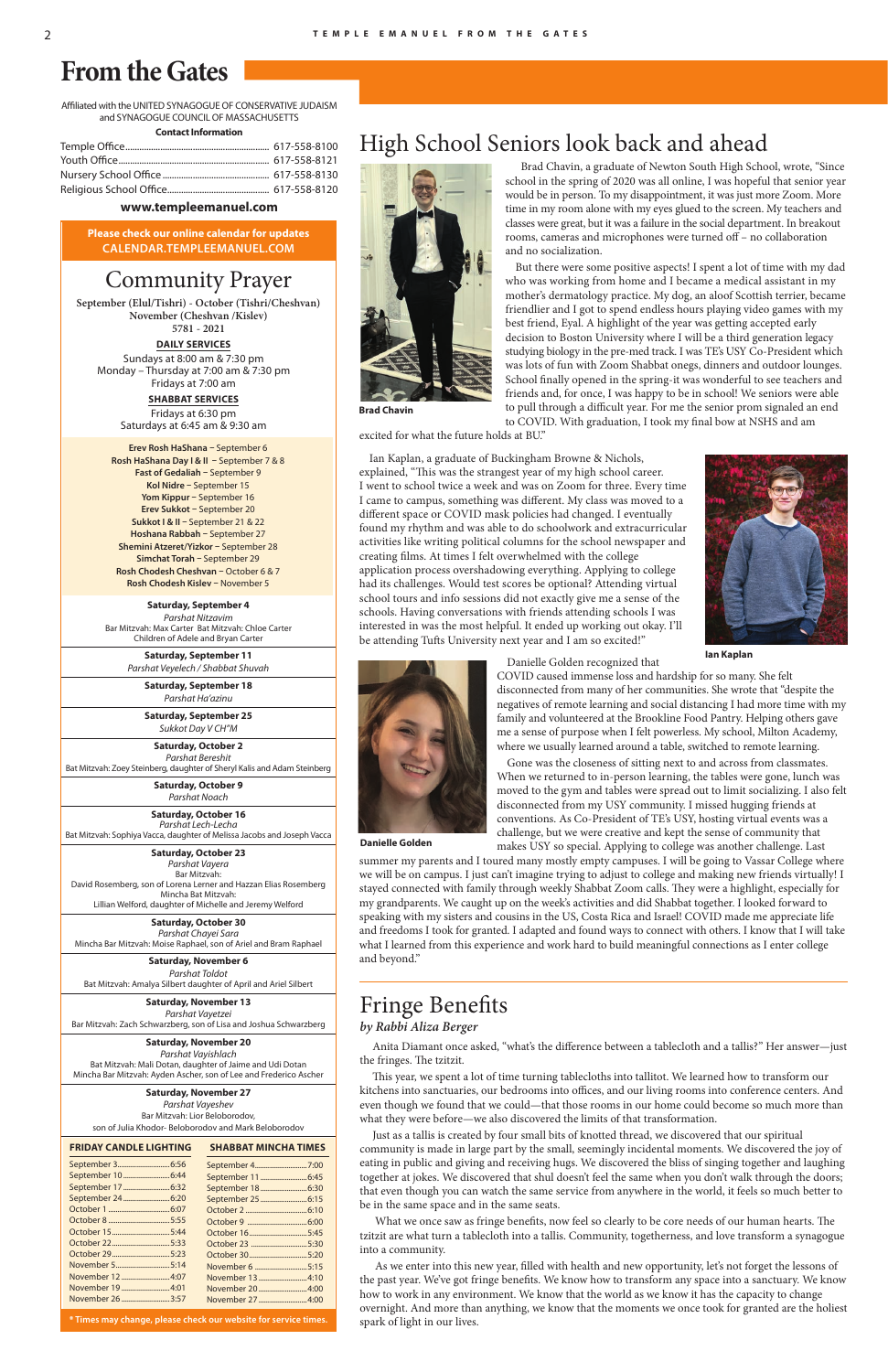# From the Gates

Affiliated with the UNITED SYNAGOGUE OF CONSERVATIVE JUDAISM and SYNAGOGUE COUNCIL OF MASSACHUSETTS

**Contact Information**

Temple Office.............................................. 617-558-8100
Youth Office.............................................. 617-558-8121
Nursery School Office.............................. 617-558-8130
Religious School Office........................... 617-558-8120

**www.templeemanuel.com**

**Please check our online calendar for updates CALENDAR.TEMPLEEMANUEL.COM**

## Community Prayer

**September (Elul/Tishri) - October (Tishri/Cheshvan) November (Cheshvan /Kislev) 5781 - 2021**

**DAILY SERVICES**

Sundays at 8:00 am & 7:30 pm
Monday – Thursday at 7:00 am & 7:30 pm
Fridays at 7:00 am

**SHABBAT SERVICES**

Fridays at 6:30 pm
Saturdays at 6:45 am & 9:30 am

**Erev Rosh HaShana** – September 6
**Rosh HaShana Day I & II** – September 7 & 8
**Fast of Gedaliah** – September 9
**Kol Nidre** – September 15
**Yom Kippur** – September 16
**Erev Sukkot** – September 20
**Sukkot I & II** – September 21 & 22
**Hoshana Rabbah** – September 27
**Shemini Atzeret/Yizkor** – September 28
**Simchat Torah** – September 29
**Rosh Chodesh Cheshvan** – October 6 & 7
**Rosh Chodesh Kislev** – November 5

**Saturday, September 4**
*Parshat Nitzavim*
Bar Mitzvah: Max Carter Bat Mitzvah: Chloe Carter
Children of Adele and Bryan Carter

**Saturday, September 11**
*Parshat Veyelech / Shabbat Shuvah*

**Saturday, September 18**
*Parshat Ha'azinu*

**Saturday, September 25**
*Sukkot Day V CH"M*

**Saturday, October 2**
*Parshat Bereshit*
Bat Mitzvah: Zoey Steinberg, daughter of Sheryl Kalis and Adam Steinberg

**Saturday, October 9**
*Parshat Noach*

**Saturday, October 16**
*Parshat Lech-Lecha*
Bat Mitzvah: Sophiya Vacca, daughter of Melissa Jacobs and Joseph Vacca

**Saturday, October 23**
*Parshat Vayera*
Bar Mitzvah:
David Rosemberg, son of Lorena Lerner and Hazzan Elias Rosemberg
Mincha Bat Mitzvah:
Lillian Welford, daughter of Michelle and Jeremy Welford

**Saturday, October 30**
*Parshat Chayei Sara*
Mincha Bar Mitzvah: Moise Raphael, son of Ariel and Bram Raphael

**Saturday, November 6**
*Parshat Toldot*
Bat Mitzvah: Amalya Silbert daughter of April and Ariel Silbert

**Saturday, November 13**
*Parshat Vayetzei*
Bar Mitzvah: Zach Schwarzberg, son of Lisa and Joshua Schwarzberg

**Saturday, November 20**
*Parshat Vayishlach*
Bat Mitzvah: Mali Dotan, daughter of Jaime and Udi Dotan
Mincha Bar Mitzvah: Ayden Ascher, son of Lee and Frederico Ascher

**Saturday, November 27**
*Parshat Vayeshev*
Bar Mitzvah: Lior Beloborodov,
son of Julia Khodor- Beloborodov and Mark Beloborodov

| FRIDAY CANDLE LIGHTING | | SHABBAT MINCHA TIMES | |
|---|---|---|---|
| September 3 | 6:56 | September 4 | 7:00 |
| September 10 | 6:44 | September 11 | 6:45 |
| September 17 | 6:32 | September 18 | 6:30 |
| September 24 | 6:20 | September 25 | 6:15 |
| October 1 | 6:07 | October 2 | 6:10 |
| October 8 | 5:55 | October 9 | 6:00 |
| October 15 | 5:44 | October 16 | 5:45 |
| October 22 | 5:33 | October 23 | 5:30 |
| October 29 | 5:23 | October 30 | 5:20 |
| November 5 | 5:14 | November 6 | 5:15 |
| November 12 | 4:07 | November 13 | 4:10 |
| November 19 | 4:01 | November 20 | 4:00 |
| November 26 | 3:57 | November 27 | 4:00 |

**\* Times may change, please check our website for service times.**

## High School Seniors look back and ahead

Brad Chavin

Brad Chavin, a graduate of Newton South High School, wrote, "Since school in the spring of 2020 was all online, I was hopeful that senior year would be in person. To my disappointment, it was just more Zoom. More time in my room alone with my eyes glued to the screen. My teachers and classes were great, but it was a failure in the social department. In breakout rooms, cameras and microphones were turned off – no collaboration and no socialization.

But there were some positive aspects! I spent a lot of time with my dad who was working from home and I became a medical assistant in my mother's dermatology practice. My dog, an aloof Scottish terrier, became friendlier and I got to spend endless hours playing video games with my best friend, Eyal. A highlight of the year was getting accepted early decision to Boston University where I will be a third generation legacy studying biology in the pre-med track. I was TE's USY Co-President which was lots of fun with Zoom Shabbat onegs, dinners and outdoor lounges. School finally opened in the spring-it was wonderful to see teachers and friends and, for once, I was happy to be in school! We seniors were able to pull through a difficult year. For me the senior prom signaled an end to COVID. With graduation, I took my final bow at NSHS and am excited for what the future holds at BU."

Ian Kaplan, a graduate of Buckingham Browne & Nichols, explained, "This was the strangest year of my high school career. I went to school twice a week and was on Zoom for three. Every time I came to campus, something was different. My class was moved to a different space or COVID mask policies had changed. I eventually found my rhythm and was able to do schoolwork and extracurricular activities like writing political columns for the school newspaper and creating films. At times I felt overwhelmed with the college application process overshadowing everything. Applying to college had its challenges. Would test scores be optional? Attending virtual school tours and info sessions did not exactly give me a sense of the schools. Having conversations with friends attending schools I was interested in was the most helpful. It ended up working out okay. I'll be attending Tufts University next year and I am so excited!"

Ian Kaplan

Danielle Golden

Danielle Golden recognized that COVID caused immense loss and hardship for so many. She felt disconnected from many of her communities. She wrote that "despite the negatives of remote learning and social distancing I had more time with my family and volunteered at the Brookline Food Pantry. Helping others gave me a sense of purpose when I felt powerless. My school, Milton Academy, where we usually learned around a table, switched to remote learning.

Gone was the closeness of sitting next to and across from classmates. When we returned to in-person learning, the tables were gone, lunch was moved to the gym and tables were spread out to limit socializing. I also felt disconnected from my USY community. I missed hugging friends at conventions. As Co-President of TE's USY, hosting virtual events was a challenge, but we were creative and kept the sense of community that makes USY so special. Applying to college was another challenge. Last summer my parents and I toured many mostly empty campuses. I will be going to Vassar College where we will be on campus. I just can't imagine trying to adjust to college and making new friends virtually! I stayed connected with family through weekly Shabbat Zoom calls. They were a highlight, especially for my grandparents. We caught up on the week's activities and did Shabbat together. I looked forward to speaking with my sisters and cousins in the US, Costa Rica and Israel! COVID made me appreciate life and freedoms I took for granted. I adapted and found ways to connect with others. I know that I will take what I learned from this experience and work hard to build meaningful connections as I enter college and beyond."

## Fringe Benefits

*by Rabbi Aliza Berger*

Anita Diamant once asked, "what's the difference between a tablecloth and a tallis?" Her answer—just the fringes. The tzitzit.

This year, we spent a lot of time turning tablecloths into tallitot. We learned how to transform our kitchens into sanctuaries, our bedrooms into offices, and our living rooms into conference centers. And even though we found that we could—that those rooms in our home could become so much more than what they were before—we also discovered the limits of that transformation.

Just as a tallis is created by four small bits of knotted thread, we discovered that our spiritual community is made in large part by the small, seemingly incidental moments. We discovered the joy of eating in public and giving and receiving hugs. We discovered the bliss of singing together and laughing together at jokes. We discovered that shul doesn't feel the same when you don't walk through the doors; that even though you can watch the same service from anywhere in the world, it feels so much better to be in the same space and in the same seats.

What we once saw as fringe benefits, now feel so clearly to be core needs of our human hearts. The tzitzit are what turn a tablecloth into a tallis. Community, togetherness, and love transform a synagogue into a community.

As we enter into this new year, filled with health and new opportunity, let's not forget the lessons of the past year. We've got fringe benefits. We know how to transform any space into a sanctuary. We know how to work in any environment. We know that the world as we know it has the capacity to change overnight. And more than anything, we know that the moments we once took for granted are the holiest spark of light in our lives.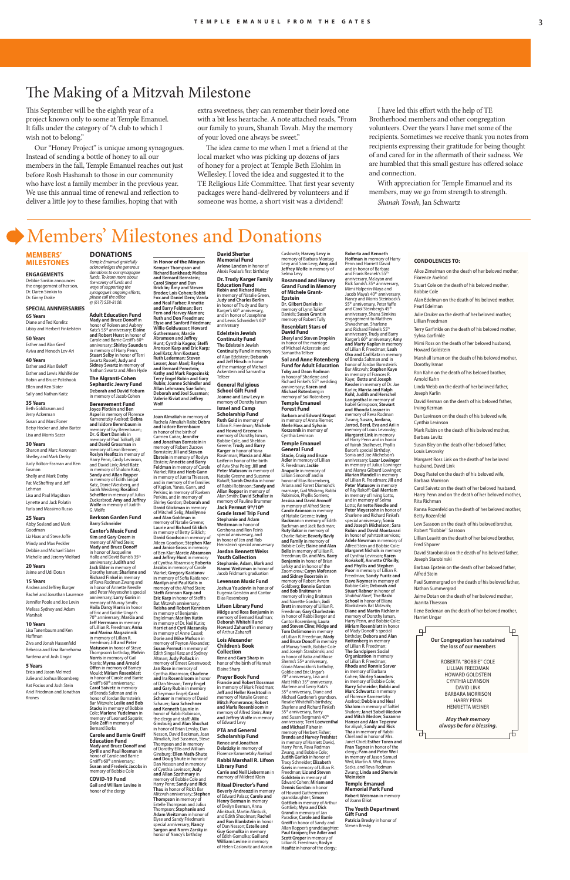# The Making of a Mitzvah Milestone

This September will be the eighth year of a project known only to some at Temple Emanuel. It falls under the category of "A club to which I wish not to belong."

Our "Honey Project" is unique among synagogues. Instead of sending a bottle of honey to all our members in the fall, Temple Emanuel reaches out just before Rosh Hashanah to those in our community who have lost a family member in the previous year. We use this annual time of renewal and reflection to deliver a little joy to these families, hoping that with extra sweetness, they can remember their loved one with a bit less heartache. A note attached reads, "From our family to yours, Shanah Tovah. May the memory of your loved one always be sweet."

The idea came to me when I met a friend at the local market who was picking up dozens of jars of honey for a project at Temple Beth Elohim in Wellesley. I loved the idea and suggested it to the TE Religious Life Committee. That first year seventy packages were hand-delivered by volunteers and if someone was home, a short visit was a dividend!

I have led this effort with the help of TE Brotherhood members and other congregation volunteers. Over the years I have met some of the recipients. Sometimes we receive thank you notes from recipients expressing their gratitude for being thought of and cared for in the aftermath of their sadness. We are humbled that this small gesture has offered solace and connection.

With appreciation for Temple Emanuel and its members, may we go from strength to strength.

*Shanah Tovah*, Jan Schwartz

# Members' Milestones and Donations

## MEMBERS' MILESTONES

### ENGAGEMENTS

Debbie Simkin announces the engagement of her son, Dr. Daren Simkin to Dr. Ginny Drake

### SPECIAL ANNIVERSARIES

**65 Years**
Diane and Ted Korelitz
Libby and Herbert Finkelstein

**50 Years**
Esther and Alan Greif
Aviva and Henoch Lev-Ari

**40 Years**
Esther and Alan Beloff
Esther and Lewis Muhlfelder
Robin and Bruce Polishook
Ellen and Ken Slater
Sally and Nathan Kaitz

**35 Years**
Beth Goldbaum and Jerry Ackerman
Susan and Marc Foner
Betsy Hecker and John Barter
Lisa and Morris Sazer

**30 Years**
Sharon and Marc Aaronson
Shelley and Mark Derby
Judy Bolton-Fasman and Ken Fasman
Shelly and Mark Derby
Pat McSheffrey and Jeff Lehman
Lisa and Paul Magidson
Lynette and Jack Polatin
Farla and Massimo Russo

**25 Years**
Abby Sosland and Mark Goodman
Liz Haas and Steve Joffe
Mindy and Max Peckler
Debbie and Michael Slater
Michelle and Jeremy Welford

**20 Years**
Jaime and Udi Dotan

**15 Years**
Andrea and Jeffrey Burger
Rachel and Jonathan Laurence
Jennifer Poole and Joe Levin
Melissa Sydney and Adam Marshak

**10 Years**
Lisa Tanenbaum and Ken Hoffman
Ziva and Jonah Hassenfeld
Rebecca and Ezra Barnehama
Yardena and Josh Ungar

**5 Years**
Erica and Jason Melmed
Julie and Joshua Bloomberg
Kat Pocius and Josh Stein
Ariel Freedman and Jonathan Krones

## DONATIONS

*Temple Emanuel gratefully acknowledges the generous donations to our synagogue funds. To learn more about the variety of funds and ways of supporting the synagogue's ongoing efforts, please call the office @ (617) 558-8100.*

**Adult Education Fund**
**Mady and Bruce Donoff** in honor of Roleen and Aubrey Katz's 55th anniversary; **Elaine and Robert Hurst** in honor of Carole and Barrie Greiff's 60th anniversary; **Shirley Saunders** in memory of Harry Penn; **Stuart Selby** in honor of Terri Swartz Russell; **Judy and Sidney Swartz** in memory of Nathan Swartz and Allen Hyde

**The Algranti-Cohen Sephardic Jewry Fund**
**Deborah and David Yoburn** in memory of Jacob Cohen

**Bereavement Fund**
**Joyce Plotkin and Ben Aspel** in memory of Florence Kamenetzky Axelrod; **Debra and Isidore Berenbaum** in memory of Fay Berenbaum; **Dr. Gilbert Daniels** in memory of Paul Tolkoff; **Jill and David Grossman** in memory of Leon Brenner; **Roslyn Heafitz** in memory of Harry Penn, Cindy Levinson, and David Link; **Ariel Katz** in memory of Shalom Katz; **Sandy and Allan Ropper** in memory of Edith Singal Katz, Daniel Weisberg, and Sarah Weisberg; **Rosalind Scheffler** in memory of Julius Zuckerbrod; **Amy and Jeffrey Wolfe** in memory of Judith G. Wolfe

**Berkson Garden Fund**
**Barry Schneider**

**Cantor's Music Fund**
**Kim and Gary Creem** in memory of Alfred Stein; **Mady and Bruce Donoff** in honor of Jacqueline Hallo and David Bunis's 35th anniversary; **Judith and Jack Elder** in memory of Dorothy Isman; **Sharlene and Richard Finkel** in memory of Reva Rodman Zwang and in honor of Annette Needle and Peter Meyersohn's special anniversary; **Larry Gorin** in memory of Murray Smith; **Haila Darcy Harris** in honor of Eric and Goldie Ungar's 70th anniversary; **Marcia and Jeff Herrmann** in memory of Lillian R. Freedman; **Anna and Marina Magazinnik** in memory of Lillian R. Freedman; **Jill and Peter Matusow** in honor of Steve Thompson's birthday; **Melvin Norris** in memory of Gail Norris; **Myrna and Arnold Offen** in memory of Barney Mould; **Miriam Rosenblatt** in honor of Carole and Barrie Greiff's 60th anniversary; **Carol Saivetz** in memory of Brenda Saltman and in honor of Jordan Bornstein's Bar Mitzvah; **Leslie and Bob Stacks** in memory of Bobbie Cole; **Marlene Yudelman** in memory of Leonard Sagorin; **Dale Zaff** in memory of Bernard Borks

**Carole and Barrie Greiff Education Fund**
**Mady and Bruce Donoff and Syrille and Paul Rosman** in honor of Carole and Barrie Greiff's 60th anniversary; **Susan and Frederic Jacobs** in memory of Bobbie Cole

**COVID-19 Fund**
**Gail and William Levine** in honor of the clergy

**In Honor of the Minyan**
**Kemper Thompson and Richard Bankhead; Melissa and Bernard Bernstein; Carol Singer and Dan Bricklin; Amy and Steven Broder; Lois Cohen; Bobbi Fox and Daniel Dern; Varda and Neal Farber; Annette and Barry Feldman; Bert Fern and Harvey Mamon; Ruth and Don Freedman; Elyse and Sanford Friedman; Willie Goldsesser; Howard Guthermann; Marcie Abramson and Jeffrey Hunt; Cynthia Kagno; Steffi Aronson Karp and Eric Karp; Joel Katz; Ann Kostant; Ruth Lederman; Steven Lesser; Joan Mael; Raylea and Bernard Pemstein; Kathy and Mark Rogozinski; Terry Engel Rubin and Gary Rubin; Joanne Schindler and Allan Lehmann; Sue Sohn; Deborah and Joel Sussman; Valerie Kiviat and Jeffrey Wolf**

**Joan Almaliah** in memory of Rachela Almaliah Raibi; **Debra and Isidore Berenbaum** in honor of the birth of Carmen Cañas; **Jennifer and Jonathan Bornstein** in memory of Robert Zucrow Bornstein; **Jill and Steven Ebstein** in memory of Roslyn Ebstein; **Annette and Barry Feldman** in memory of Carole Warkel; **Rita and Herb Gann** in memory of Junita Thiessen, and in memory of the families of Kaplan, Yanes, Gann, and Perkins; in memory of Rueben Perkins, and in memory of Shirley Gordon; **Deborah and David Glickman** in memory of Mitchell Selig; **Marilynne and Alan Goldman** in memory of Natalie Greene; **Laurie and Richard Glicklich** in memory of Betty Glicklich; **David Goodson** in memory of Aileen Goodson; **Stephen Klar and Janice Gross** in memory of Ben Klar; **Marcie Abramson and Jeffrey Hunt** in memory of Cynthia Abramson; **Roberta Jacobs** in memory of Carole Warkel; **Gregory Kaidanov** in memory of Sofia Kaidanov; **Marilyn and Paul Kalis** in memory of the Alfred Stein; **Steffi Aronson Karp and Eric Karp** in honor of Steffi's Bat Mitzvah anniversary; **Reisha and Robert Kennison** in memory of Dr. Neil Kutin; **Harriet and Cyril Mazansky** in memory of Anne Cassel; **Dorie and Mike Mufson** in memory of Peyton Alexander; **Susan Permut** in memory of Edith Singal Katz and Sydney Altman; **Judy Pollack** in memory of Ernest Greenwood; **Jan Rose** in memory of Cynthia Abramson; **Charlene and Ira Rosenbloom** in honor of Dan Nesson; **Terry Engel and Gary Rubin** in memory of Seymour Engel; **Carol Schauer** in memory of David Schauer; **Sara Schechner and Kenneth Launie** in honor of Rabbi Robinson, the clergy and staff; **Alix Ginsburg and Alan Shuchat** in honor of Brian Levaly, Dan Nesson, David Beckman, Joan Almaliah, Joel Sussman, Steve Thompson and in memory of Dorothy Ellis and William Ginsburg; **Ellen Math-Shute and Doug Shute** in honor of Dan Nesson and in memory of Cynthia Levinson; **Judy and Allan Szathmary** in memory of Bobbie Cole and Harry Penn; **Sandy and Rick Thau** in honor of Rick's Bar Mitzvah anniversary; **Stephen Thompson** in memory of Estelle Thompson and Julius Thompson; **Stephanie and Adam Weitzman** in honor of Elyse and Sandy Friedman's special anniversary; **Nancy Sargon and Norm Zarsky** in honor of Nancy's birthday

**David Sherter Memorial Fund**
**Arlene London** in honor of Alexis Poulas's first birthday

**Dr. Trudy Karger Family Education Fund**
**Robin and Richard Maltz** in memory of Natalie Green, **Judy and Charles Berlin** in honor of Trudy and Barry Karger's 60th anniversary, and in honor of Josephine and Lewis Schneider's 60th anniversary

**Edelstein Jewish Continuity Fund**
**The Edelstein Jewish Continuity Fund** in memory of Alan Edelstein; **Deborah and Jeff Hirsch** in honor of the marriage of Michael Ackerstein and Samantha Teltser

**General Religious School Gift Fund**
**Joanne and Lew Levy** in memory of Dorothy Isman

**Israel and Camp Scholarship Fund**
**Ruth Gold** in memory of Lillian R. Freedman; **Michele and Howard Greene** in memory of Dorothy Isman, Bobbie Cole, and Sheldon Greene; **Trudy and Barry Karger** in honor of Yona Rosenman; **Marcia and Alan Leifer** in honor of the birth of Aviv Shai Poleg; **Jill and Peter Matusow** in memory of Natalie Greene and Suzanne Rakoff; **Sarah Ovadia** in honor of Rabbi Robinson; **Sandy and Allan Ropper** in memory of Alan Smith; **David Schuler** in memory of Pauline Brummer

**Jack Permut 9th/10th Grade Israel Trip Fund**
**Stephanie and Adam Weitzman** in honor of Gershona and Ron Fein's special anniversary, and in honor of Jen and Rob Heinstein's special anniversary

**Jordan Bennett Weiss Youth Collection**
**Stephanie, Adam, Mark and Naomi Weitzman** in honor of Jacob Fridman's graduation

**Levenson Music Fund**
**Joshua Youdovin** in honor of Eugenia Gerstein and Cantor Elias Rosemberg

**Lifson Library Fund**
**Midge and Ross Benjamin** in memory of Bernard Kaufman; **Deborah Whitehill and Howard Zaharoff** in memory of Arthur Zaharoff

**Lois Alexander Children's Book Collection**
**Ilene and Gary Sharp** in honor of the birth of Hannah Elaine Sharp

**Prayer Book Fund**
**Francie and Robert Bossman** in memory of Mark Friedman; **Jeff and Heller Kreshtool** in memory of Natalie Greene; **Mitch Pomerance; Robert and Marla Rosenbloom** in memory of Alfred Stein; **Amy and Jeffrey Wolfe** in memory of Edward Levy

**PTA and General Scholarship Fund**
**Renee and Jonathan Delatizky** in memory of Florence Kamenetzky Axelrod

**Rabbi Marshall R. Lifson Library Fund**
**Carrie and Neil Lieberman** in memory of Mildred Klein

**Ritual Director's Fund**
**Beverly Andreozzi** in memory of Edward Palasz; **Carole and Henry Berman** in memory of Evelyn Berman, Anna Alinktuck, Martin Alintuck, and Edith Shoolman; **Rachel and Ron Blankstein** in honor of Dan Nesson; **Estelle and Guy Gomolka** in memory of Edith Gomolka; **Gail and William Levine** in memory of Helen Caslowitz and Aaron Caslowitz; **Harvey Levy** in memory of Barbara Montag Levy and Sam Levy; **Amy and Jeffrey Wolfe** in memory of Selma Levy

**Rosamond and Harvey Grand Fund in Memory of Michele Grant-Epstein**
**Dr. Gilbert Daniels** in memory of Lynn Tolkoff Daniels; **Susan Grant** in memory of Robert Tully

**Rosenblatt Stars of David Fund**
**Sheryl and Steven Dropkin** in honor of the marriage of Michael Ackerstein and Samantha Teltser

**Sol and Anne Rotenberg Fund for Adult Education**
**Toby and Dean Rodman** in honor of Sharlene and Richard Finkel's 55th wedding anniversary; **Karen and Michael Rotenberg** in memory of Sol Rotenberg

**Temple Emanuel Forest Fund**
**Barbara and Edward Krupat** in memory of Anna Riemer; **Merle Hass and Sylvain Korzennik** in memory of Cynthia Levinson

**Temple Emanuel General Fund**
**Stacie, Craig and Bruce Adler** in memory of Lillian R. Freedman; **Jackie Anapolle** in memory of Lillian Simonoff and in honor of Elias Rosemberg, Ariana and Forest Diamond's marriage, Gail Wisberg, Rabbi Robinson, Phyllis Somers; **Jessica and David Aronoff** in memory of Alfred Stein; **Carole Aronson** in memory of Natalie Greene; **Irving Backman** in memory of Edith Backman and Jack Backman; **Ruty Bakor** in memory of Charlie Rabie; **Beverly Baily and Family** in memory of Bobbie Cole; **Elaine and Alan Bello** in memory of Lillian R. Freedman; **Dr. and Mrs. Barry Benjamin** in honor of Brian Lefsky and in honor of the Zoom crew; **Caryn Mofenson and Sidney Boorstein** in memory of Robert Avrom Goldberg; **Bonnie Gordon and Bob Brattman** in memory of Irving Braitman and Nanette Gordon; **Jodi Brett** in memory of Lillian R. Freedman; **Gary Charlestein** in honor of Rabbi Berger and Cantor Rosemberg; **Laura and Steven Cline; Midge and Tom DeSimone** in memory of Lillian R. Freedman; **Mady and Bruce Donoff** in memory of Murray Smith, Bobbie Cole and Joseph Starobinski, and in honor of Batia and Moise Shems's 55th anniversary, Gloria Mamokhin's birthday, Goldie and Eric Ungar's 70th anniversary, Lisa and Matt Hills's 35th anniversary, Marlene and Gerry Katz's 55th anniversary, Diane and Michael Gardener's grandson, Rosalie Whitehill's birthday, Sharlene and Richard Finkel's 55th anniversary, Barry and Susan Bergman's 40th anniversary; **Terri Loewenthal and Michael Fisher** in memory of Herbert Fisher; **Brenda and Harvey Freishtat** in memory of Harriett David, Harry Penn, Reva Rodman Zwang, and Bobbie Cole; **Judith Garlick** in honor of Tracy Schneider; **Elizabeth Gavis** in memory of Lillian R. Freedman; **Liz and Steven Goldstein** in memory of Edward Cohen; **Miriam and Dennis Gordan** in honor of Howard Guthermann's granddaughter; **Simon Gottlieb** in memory of Arthur Gottlieb; **Myra and Dick Grand** in memory of Jan Paradise; **Carole and Barrie Greiff** in honor of Sandy and Allan Ropper's granddaughter; **Paul Groipen; Eve Adler and Scott Groper** in memory of Lillian R. Freedman; **Roslyn Heafitz** in honor of the clergy; **Roberta and Kenneth Hoffman** in memory of Harry Penn and Harriett David and in honor of Barbara and Frank Resnek's 55th anniversary, Ma'ayan and Rick Sands's 35th anniversary, Mimi Halperin-Maya and Jacob Maya's 40th anniversary, Nancy and Morris Steinbock's 55th anniversary, Peter Yaffe and Carol Steinberg's 45th anniversary, Shana Simkins engagement to Matthew Shwachman, Sharlene and Richard Finkel's 55th anniversary, Trudy and Barry Karger's 60th anniversary; **Amy and Marla Kaplan** in memory of Lillian R. Freedman; **Leah Oko and Carl Katz** in memory of Brenda Saltman and in honor of Jordan Bornstein's Bar Mitzvah; **Stephen Kaye** in memory of Frances R. Kaye; **Bette and Joseph Kessler** in memory of Dr. Joe Karlin; **Marcia and Ralph Kohl; Judith and Herschel Langenthal** in memory of Isabel Grinspoon; **Stewart and Rhonda Lassner** in memory of Reva Rodman Zwang; **Susan, Jordana, Jarrod, Berel, Eva and Ari** in memory of Louis Levovsky; **Margaret Link** in memory of Harry Penn and in honor of Yairah Shalhevet, Phyllis Baron's special birthday, Sonia and Joe Michelson's anniversary; **Lazar Lowinger** in memory of Julius Lowinger and Manya Gilburd Lowinger; **Marian Mandell** in memory of Lillian R. Freedman; **Jill and Peter Matusow** in memory of Ray Rakoff; **Gail Merriam** in memory of Irving Lotto, and in memory of Selma Lotto; **Annette Needle and Peter Meyersohn** in honor of Sharlene and Richard Finkel's special anniversary; **Sonia and Joseph Michelson; Sara Rubin and David Montanari** in honor of yahrtzeit services; **Adele Newman** in memory of Alfred Stein and Bobbie Cole; **Margaret Nichols** in memory of Cynthia Levinson; **Karen Novakoff, Annette O'Reilly, and Phyllis and Stephen Poor** in memory of Lillian R. Freedman; **Sandy Puritz and Dave Noymer** in memory of Bobbie Cole; **Deborah and Stuart Rabner** in honor of *Shabbat Alive!*; **The Rashi School** in honor of Eliana Blankstein's Bat Mitzvah; **Diane and Martin Richler** in memory of Dorothy Isman, Harry Penn, and Bobbie Cole; **Miriam Rosenblatt** in honor of Mady Donoff's special birthday; **Debora and Alan Rottenberg** in memory of Lillian R. Freedman; **The Sandpipers Social Organization** in memory of Lillian R. Freedman; **Rhoda and Ronnie Sarver** in memory of Barbara Cohen; **Shirley Saunders** in memory of Bobbie Cole; **Barry Schneider; Bobbi and Marc Schwartz** in memory of Florence Kamenetzky Axelrod; **Debbie and Neal Shalom** in memory of Saltiel Shalom; **Janet Sobel-Medow and Mitch Medow; Suzanne Hanser and Alan Tegerow** for aliyah; **Sandy and Rick Thau** in memory of Rabbi Chiel and in honor of Mrs. Janet Chiel; **Esther Toren and Fran Tagner** in honor of the clergy; **Pam and Peter Weil** in memory of Jason Samuel Weil, Martin A. Weil, Morris Sacks, and Reva Rodman Zwang; **Linda and Sherwin Weinstein**

**Temple Emanuel Memorial Park Fund**
**Robert Weisman** in memory of Joann Elliot

**The Youth Department Gift Fund**
**Patricia Bresky** in honor of Steven Bresky

### CONDOLENCES TO:

Alice Zimelman on the death of her beloved mother, Florence Axelrod

Stuart Cole on the death of his beloved mother, Bobbie Cole

Alan Edelman on the death of his beloved mother, Pearl Edelman

Julie Druker on the death of her beloved mother, Lillian Freedman

Terry Garfinkle on the death of his beloved mother, Sylvia Garfinkle

Mimi Ross on the death of her beloved husband, Howard Goldstein

Marshall Isman on the death of his beloved mother, Dorothy Isman

Ron Kahn on the death of his beloved brother, Arnold Kahn

Linda Webb on the death of her beloved father, Joseph Karlin

David Kerman on the death of his beloved father, Irving Kerman

Dan Levinson on the death of his beloved wife, Cynthia Levinson

Mark Rubin on the death of his beloved mother, Barbara Levitz

Susan Bley on the death of her beloved father, Louis Levovsky

Margaret Ross Link on the death of her beloved husband, David Link

Doug Pastel on the death of his beloved wife, Barbara Morrison

Carol Saivetz on the death of her beloved husband, Harry Penn and on the death of her beloved mother, Rita Richman

Ranna Rozenfeld on the death of her beloved mother, Betty Rozenfeld

Lew Sassoon on the death of his beloved brother, Robert "Bobbie" Sassoon

Lillian Leavitt on the death of her beloved brother, Fred Shporer

David Starobinski on the death of his beloved father, Joseph Starobinski

Barbara Epstein on the death of her beloved father, Alfred Stein

Paul Summergrad on the death of his beloved father, Nathan Summergrad

Jaime Dotan on the death of her beloved mother, Juanita Thiessen

Ilene Beckman on the death of her beloved mother, Harriet Ungar

**Our Congregation has sustained the loss of our members**

ROBERTA "BOBBIE" COLE
LILLIAN FREEDMAN
HOWARD GOLDSTEIN
CYNTHIA LEVINSON
DAVID LINK
BARBARA MORRISON
HARRY PENN
HENRIETTA WEINER

*May their memory always be for a blessing.*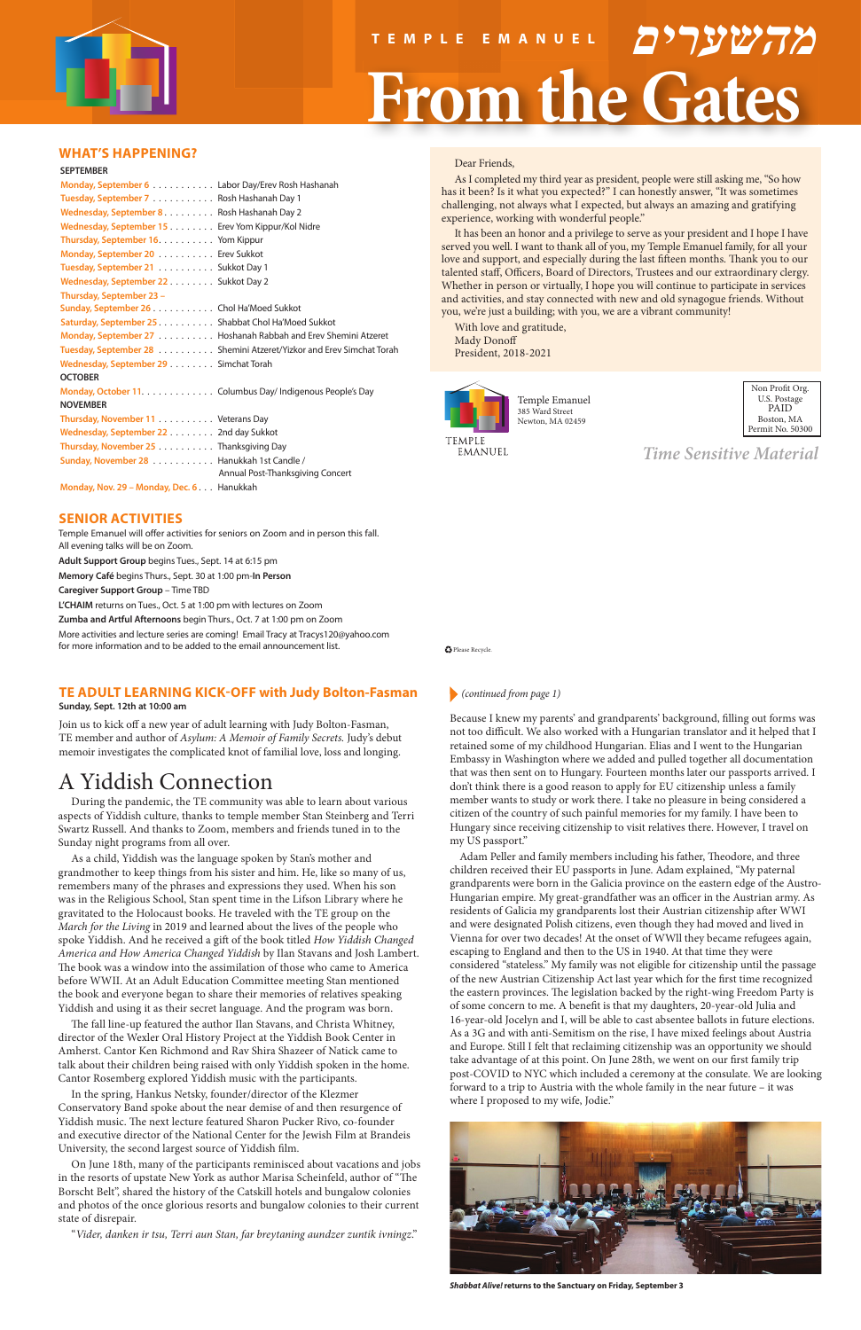# TEMPLE EMANUEL מהשערים From the Gates

## WHAT'S HAPPENING?

**SEPTEMBER**

Monday, September 6 . . . . . . . . . . . Labor Day/Erev Rosh Hashanah
Tuesday, September 7 . . . . . . . . . . . Rosh Hashanah Day 1
Wednesday, September 8 . . . . . . . . . Rosh Hashanah Day 2
Wednesday, September 15 . . . . . . . . Erev Yom Kippur/Kol Nidre
Thursday, September 16 . . . . . . . . . . Yom Kippur
Monday, September 20 . . . . . . . . . . Erev Sukkot
Tuesday, September 21 . . . . . . . . . . Sukkot Day 1
Wednesday, September 22 . . . . . . . . Sukkot Day 2
Thursday, September 23 –
Sunday, September 26 . . . . . . . . . . . Chol Ha'Moed Sukkot
Saturday, September 25 . . . . . . . . . . Shabbat Chol Ha'Moed Sukkot
Monday, September 27 . . . . . . . . . . Hoshanah Rabbah and Erev Shemini Atzeret
Tuesday, September 28 . . . . . . . . . . Shemini Atzeret/Yizkor and Erev Simchat Torah
Wednesday, September 29 . . . . . . . . Simchat Torah

**OCTOBER**

Monday, October 11. . . . . . . . . . . . . Columbus Day/ Indigenous People's Day

**NOVEMBER**

Thursday, November 11 . . . . . . . . . . Veterans Day
Wednesday, September 22 . . . . . . . . 2nd day Sukkot
Thursday, November 25 . . . . . . . . . . Thanksgiving Day
Sunday, November 28 . . . . . . . . . . . Hanukkah 1st Candle / Annual Post-Thanksgiving Concert
Monday, Nov. 29 – Monday, Dec. 6 . . . Hanukkah

## SENIOR ACTIVITIES

Temple Emanuel will offer activities for seniors on Zoom and in person this fall. All evening talks will be on Zoom.

**Adult Support Group** begins Tues., Sept. 14 at 6:15 pm

**Memory Café** begins Thurs., Sept. 30 at 1:00 pm-**In Person**

**Caregiver Support Group** – Time TBD

**L'CHAIM** returns on Tues., Oct. 5 at 1:00 pm with lectures on Zoom

**Zumba and Artful Afternoons** begin Thurs., Oct. 7 at 1:00 pm on Zoom

More activities and lecture series are coming! Email Tracy at Tracys120@yahoo.com for more information and to be added to the email announcement list.

Dear Friends,

As I completed my third year as president, people were still asking me, "So how has it been? Is it what you expected?" I can honestly answer, "It was sometimes challenging, not always what I expected, but always an amazing and gratifying experience, working with wonderful people."

It has been an honor and a privilege to serve as your president and I hope I have served you well. I want to thank all of you, my Temple Emanuel family, for all your love and support, and especially during the last fifteen months. Thank you to our talented staff, Officers, Board of Directors, Trustees and our extraordinary clergy. Whether in person or virtually, I hope you will continue to participate in services and activities, and stay connected with new and old synagogue friends. Without you, we're just a building; with you, we are a vibrant community!

With love and gratitude,
Mady Donoff
President, 2018-2021

Temple Emanuel
385 Ward Street
Newton, MA 02459

TEMPLE EMANUEL

Non Profit Org.
U.S. Postage
PAID
Boston, MA
Permit No. 50300

*Time Sensitive Material*

Please Recycle

## TE ADULT LEARNING KICK-OFF with Judy Bolton-Fasman

**Sunday, Sept. 12th at 10:00 am**

Join us to kick off a new year of adult learning with Judy Bolton-Fasman, TE member and author of *Asylum: A Memoir of Family Secrets.* Judy's debut memoir investigates the complicated knot of familial love, loss and longing.

# A Yiddish Connection

During the pandemic, the TE community was able to learn about various aspects of Yiddish culture, thanks to temple member Stan Steinberg and Terri Swartz Russell. And thanks to Zoom, members and friends tuned in to the Sunday night programs from all over.

As a child, Yiddish was the language spoken by Stan's mother and grandmother to keep things from his sister and him. He, like so many of us, remembers many of the phrases and expressions they used. When his son was in the Religious School, Stan spent time in the Lifson Library where he gravitated to the Holocaust books. He traveled with the TE group on the *March for the Living* in 2019 and learned about the lives of the people who spoke Yiddish. And he received a gift of the book titled *How Yiddish Changed America and How America Changed Yiddish* by Ilan Stavans and Josh Lambert. The book was a window into the assimilation of those who came to America before WWII. At an Adult Education Committee meeting Stan mentioned the book and everyone began to share their memories of relatives speaking Yiddish and using it as their secret language. And the program was born.

The fall line-up featured the author Ilan Stavans, and Christa Whitney, director of the Wexler Oral History Project at the Yiddish Book Center in Amherst. Cantor Ken Richmond and Rav Shira Shazeer of Natick came to talk about their children being raised with only Yiddish spoken in the home. Cantor Rosemberg explored Yiddish music with the participants.

In the spring, Hankus Netsky, founder/director of the Klezmer Conservatory Band spoke about the near demise of and then resurgence of Yiddish music. The next lecture featured Sharon Pucker Rivo, co-founder and executive director of the National Center for the Jewish Film at Brandeis University, the second largest source of Yiddish film.

On June 18th, many of the participants reminisced about vacations and jobs in the resorts of upstate New York as author Marisa Scheinfeld, author of "The Borscht Belt", shared the history of the Catskill hotels and bungalow colonies and photos of the once glorious resorts and bungalow colonies to their current state of disrepair.

"*Vider, danken ir tsu, Terri aun Stan, far breytaning aundzer zuntik ivningz.*"

*(continued from page 1)*

Because I knew my parents' and grandparents' background, filling out forms was not too difficult. We also worked with a Hungarian translator and it helped that I retained some of my childhood Hungarian. Elias and I went to the Hungarian Embassy in Washington where we added and pulled together all documentation that was then sent on to Hungary. Fourteen months later our passports arrived. I don't think there is a good reason to apply for EU citizenship unless a family member wants to study or work there. I take no pleasure in being considered a citizen of the country of such painful memories for my family. I have been to Hungary since receiving citizenship to visit relatives there. However, I travel on my US passport."

Adam Peller and family members including his father, Theodore, and three children received their EU passports in June. Adam explained, "My paternal grandparents were born in the Galicia province on the eastern edge of the Austro-Hungarian empire. My great-grandfather was an officer in the Austrian army. As residents of Galicia my grandparents lost their Austrian citizenship after WWI and were designated Polish citizens, even though they had moved and lived in Vienna for over two decades! At the onset of WWII they became refugees again, escaping to England and then to the US in 1940. At that time they were considered "stateless." My family was not eligible for citizenship until the passage of the new Austrian Citizenship Act last year which for the first time recognized the eastern provinces. The legislation backed by the right-wing Freedom Party is of some concern to me. A benefit is that my daughters, 20-year-old Julia and 16-year-old Jocelyn and I, will be able to cast absentee ballots in future elections. As a 3G and with anti-Semitism on the rise, I have mixed feelings about Austria and Europe. Still I felt that reclaiming citizenship was an opportunity we should take advantage of at this point. On June 28th, we went on our first family trip post-COVID to NYC which included a ceremony at the consulate. We are looking forward to a trip to Austria with the whole family in the near future – it was where I proposed to my wife, Jodie."

***Shabbat Alive!* returns to the Sanctuary on Friday, September 3**